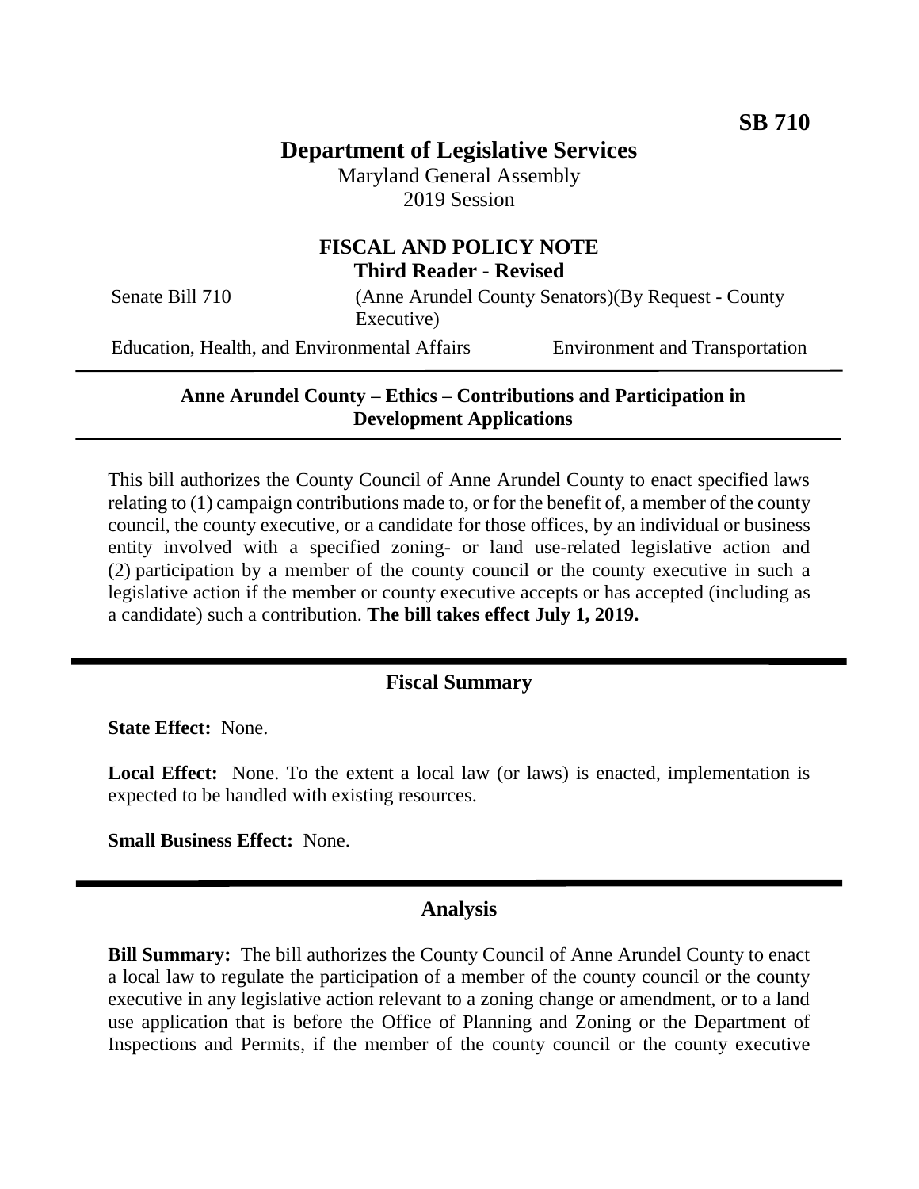**SB 710**

# Department of Legislative Services

Maryland General Assembly
2019 Session

## FISCAL AND POLICY NOTE
**Third Reader - Revised**

Senate Bill 710 (Anne Arundel County Senators)(By Request - County Executive)

Education, Health, and Environmental Affairs — Environment and Transportation

---

**Anne Arundel County – Ethics – Contributions and Participation in Development Applications**

---

This bill authorizes the County Council of Anne Arundel County to enact specified laws relating to (1) campaign contributions made to, or for the benefit of, a member of the county council, the county executive, or a candidate for those offices, by an individual or business entity involved with a specified zoning- or land use-related legislative action and (2) participation by a member of the county council or the county executive in such a legislative action if the member or county executive accepts or has accepted (including as a candidate) such a contribution. **The bill takes effect July 1, 2019.**

---

## Fiscal Summary

**State Effect:** None.

**Local Effect:** None. To the extent a local law (or laws) is enacted, implementation is expected to be handled with existing resources.

**Small Business Effect:** None.

---

## Analysis

**Bill Summary:** The bill authorizes the County Council of Anne Arundel County to enact a local law to regulate the participation of a member of the county council or the county executive in any legislative action relevant to a zoning change or amendment, or to a land use application that is before the Office of Planning and Zoning or the Department of Inspections and Permits, if the member of the county council or the county executive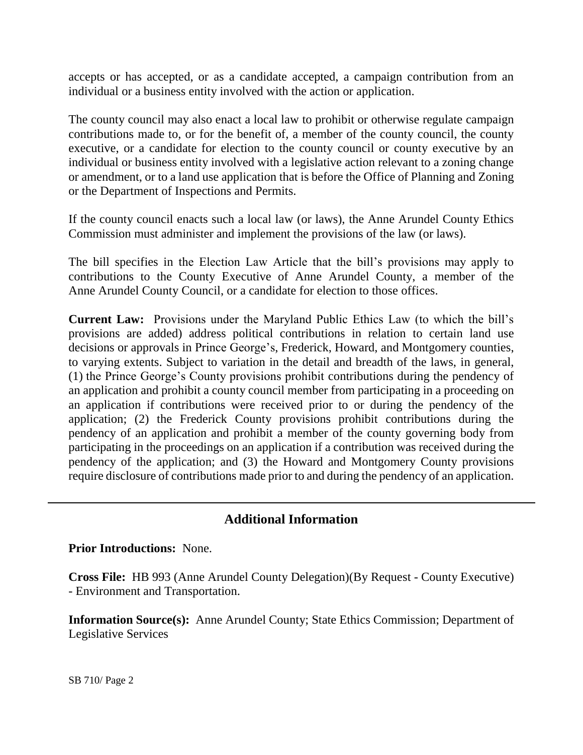accepts or has accepted, or as a candidate accepted, a campaign contribution from an individual or a business entity involved with the action or application.

The county council may also enact a local law to prohibit or otherwise regulate campaign contributions made to, or for the benefit of, a member of the county council, the county executive, or a candidate for election to the county council or county executive by an individual or business entity involved with a legislative action relevant to a zoning change or amendment, or to a land use application that is before the Office of Planning and Zoning or the Department of Inspections and Permits.

If the county council enacts such a local law (or laws), the Anne Arundel County Ethics Commission must administer and implement the provisions of the law (or laws).

The bill specifies in the Election Law Article that the bill's provisions may apply to contributions to the County Executive of Anne Arundel County, a member of the Anne Arundel County Council, or a candidate for election to those offices.

**Current Law:** Provisions under the Maryland Public Ethics Law (to which the bill's provisions are added) address political contributions in relation to certain land use decisions or approvals in Prince George's, Frederick, Howard, and Montgomery counties, to varying extents. Subject to variation in the detail and breadth of the laws, in general, (1) the Prince George's County provisions prohibit contributions during the pendency of an application and prohibit a county council member from participating in a proceeding on an application if contributions were received prior to or during the pendency of the application; (2) the Frederick County provisions prohibit contributions during the pendency of an application and prohibit a member of the county governing body from participating in the proceedings on an application if a contribution was received during the pendency of the application; and (3) the Howard and Montgomery County provisions require disclosure of contributions made prior to and during the pendency of an application.

---

## Additional Information

**Prior Introductions:** None.

**Cross File:** HB 993 (Anne Arundel County Delegation)(By Request - County Executive) - Environment and Transportation.

**Information Source(s):** Anne Arundel County; State Ethics Commission; Department of Legislative Services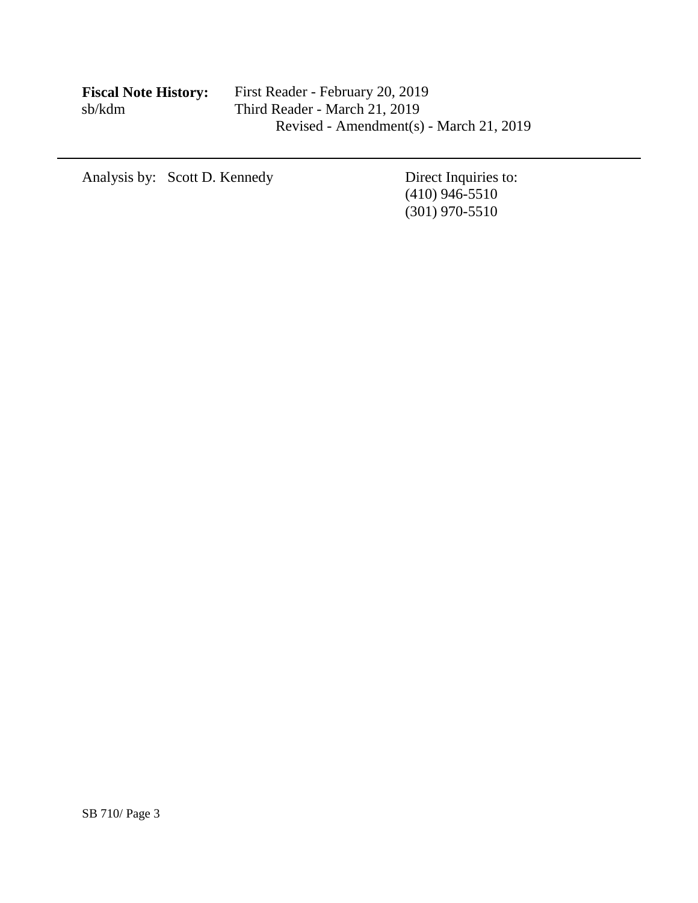**Fiscal Note History:** First Reader - February 20, 2019
sb/kdm Third Reader - March 21, 2019
Revised - Amendment(s) - March 21, 2019

---

Analysis by: Scott D. Kennedy

Direct Inquiries to:
(410) 946-5510
(301) 970-5510